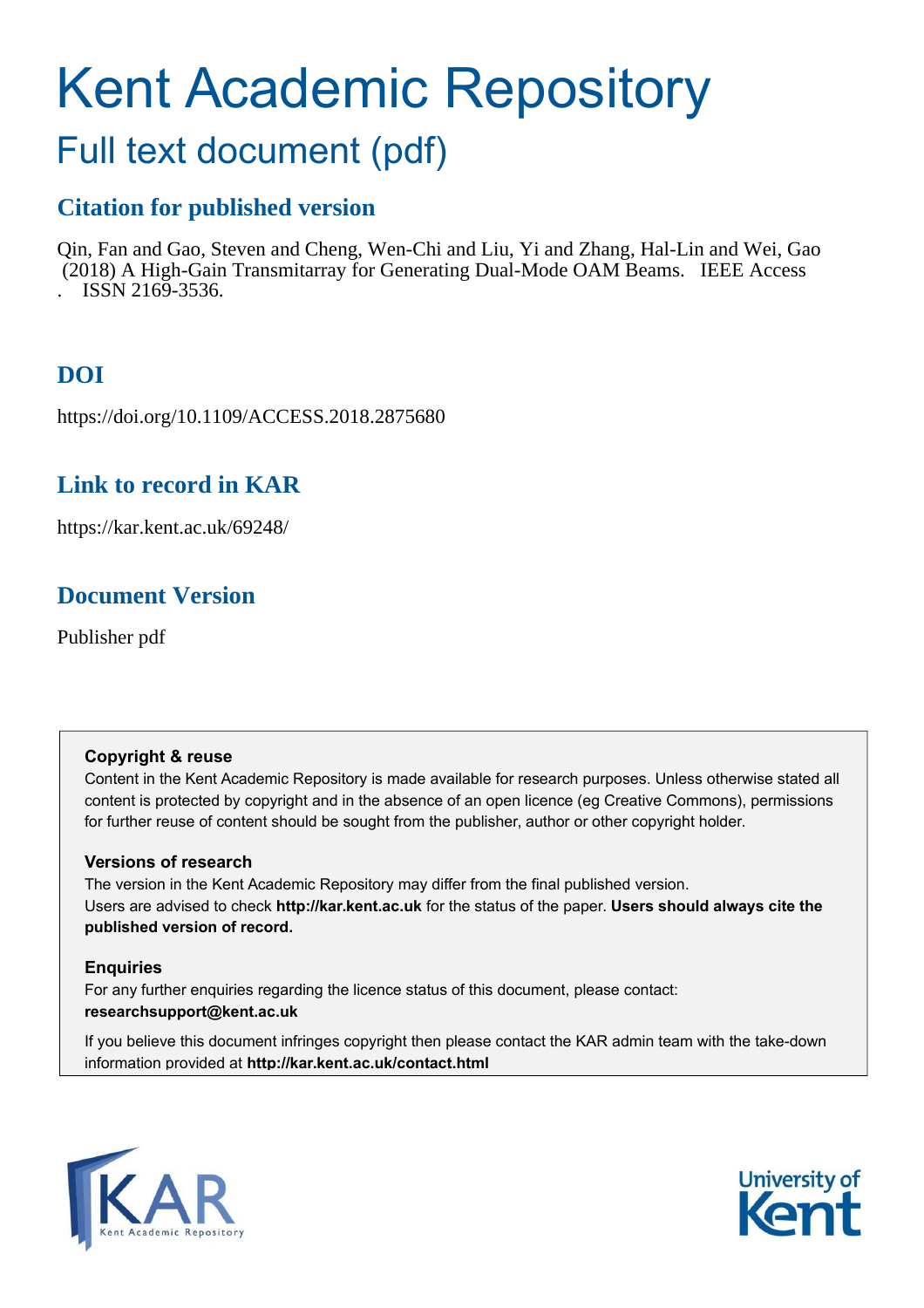# Kent Academic Repository

## Full text document (pdf)

### Citation for published version

Qin, Fan and Gao, Steven and Cheng, Wen-Chi and Liu, Yi and Zhang, Hal-Lin and Wei, Gao (2018) A High-Gain Transmitarray for Generating Dual-Mode OAM Beams. IEEE Access . ISSN 2169-3536.

### DOI

https://doi.org/10.1109/ACCESS.2018.2875680

### Link to record in KAR

https://kar.kent.ac.uk/69248/

### Document Version

Publisher pdf

**Copyright & reuse**

Content in the Kent Academic Repository is made available for research purposes. Unless otherwise stated all content is protected by copyright and in the absence of an open licence (eg Creative Commons), permissions for further reuse of content should be sought from the publisher, author or other copyright holder.

**Versions of research**

The version in the Kent Academic Repository may differ from the final published version. Users are advised to check **http://kar.kent.ac.uk** for the status of the paper. **Users should always cite the published version of record.**

**Enquiries**

For any further enquiries regarding the licence status of this document, please contact: **researchsupport@kent.ac.uk**

If you believe this document infringes copyright then please contact the KAR admin team with the take-down information provided at **http://kar.kent.ac.uk/contact.html**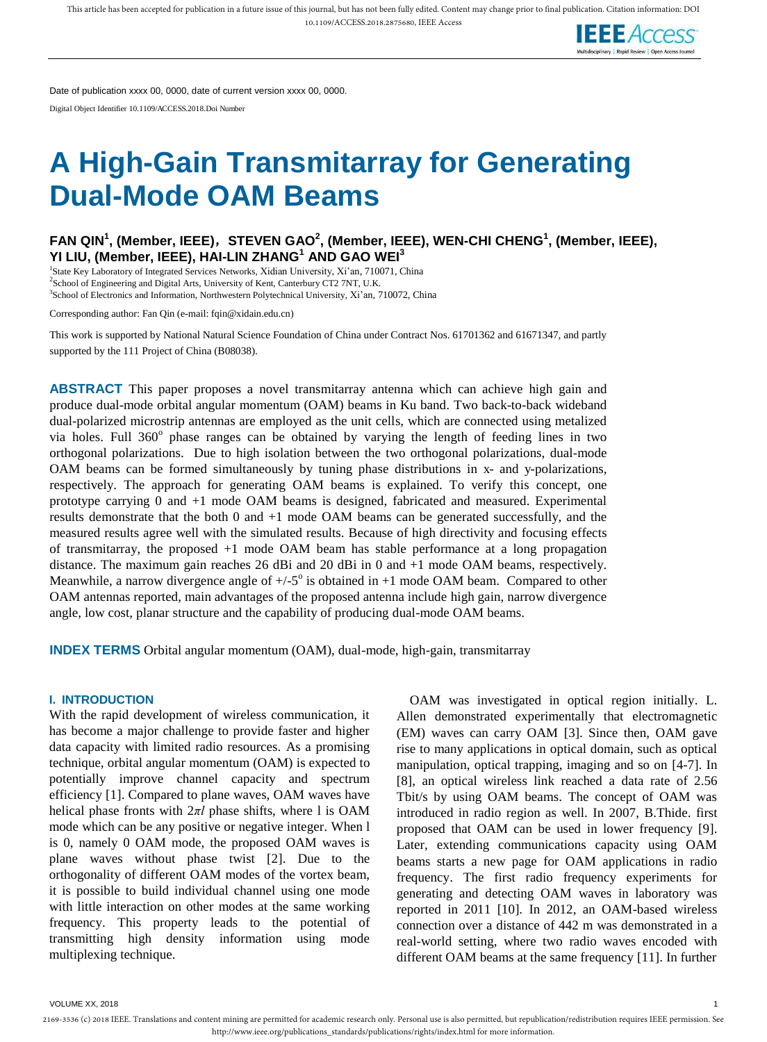# A High-Gain Transmitarray for Generating Dual-Mode OAM Beams

**FAN QIN[1], (Member, IEEE), STEVEN GAO[2], (Member, IEEE), WEN-CHI CHENG[1], (Member, IEEE), YI LIU, (Member, IEEE), HAI-LIN ZHANG[1] AND GAO WEI[3]**

[1]State Key Laboratory of Integrated Services Networks, Xidian University, Xi'an, 710071, China
[2]School of Engineering and Digital Arts, University of Kent, Canterbury CT2 7NT, U.K.
[3]School of Electronics and Information, Northwestern Polytechnical University, Xi'an, 710072, China

Corresponding author: Fan Qin (e-mail: fqin@xidain.edu.cn)

This work is supported by National Natural Science Foundation of China under Contract Nos. 61701362 and 61671347, and partly supported by the 111 Project of China (B08038).

**ABSTRACT** This paper proposes a novel transmitarray antenna which can achieve high gain and produce dual-mode orbital angular momentum (OAM) beams in Ku band. Two back-to-back wideband dual-polarized microstrip antennas are employed as the unit cells, which are connected using metalized via holes. Full 360$^{o}$ phase ranges can be obtained by varying the length of feeding lines in two orthogonal polarizations. Due to high isolation between the two orthogonal polarizations, dual-mode OAM beams can be formed simultaneously by tuning phase distributions in x- and y-polarizations, respectively. The approach for generating OAM beams is explained. To verify this concept, one prototype carrying 0 and +1 mode OAM beams is designed, fabricated and measured. Experimental results demonstrate that the both 0 and +1 mode OAM beams can be generated successfully, and the measured results agree well with the simulated results. Because of high directivity and focusing effects of transmitarray, the proposed +1 mode OAM beam has stable performance at a long propagation distance. The maximum gain reaches 26 dBi and 20 dBi in 0 and +1 mode OAM beams, respectively. Meanwhile, a narrow divergence angle of +/-5$^{o}$ is obtained in +1 mode OAM beam. Compared to other OAM antennas reported, main advantages of the proposed antenna include high gain, narrow divergence angle, low cost, planar structure and the capability of producing dual-mode OAM beams.

**INDEX TERMS** Orbital angular momentum (OAM), dual-mode, high-gain, transmitarray

## I. INTRODUCTION

With the rapid development of wireless communication, it has become a major challenge to provide faster and higher data capacity with limited radio resources. As a promising technique, orbital angular momentum (OAM) is expected to potentially improve channel capacity and spectrum efficiency [1]. Compared to plane waves, OAM waves have helical phase fronts with $2\pi l$ phase shifts, where l is OAM mode which can be any positive or negative integer. When l is 0, namely 0 OAM mode, the proposed OAM waves is plane waves without phase twist [2]. Due to the orthogonality of different OAM modes of the vortex beam, it is possible to build individual channel using one mode with little interaction on other modes at the same working frequency. This property leads to the potential of transmitting high density information using mode multiplexing technique.

OAM was investigated in optical region initially. L. Allen demonstrated experimentally that electromagnetic (EM) waves can carry OAM [3]. Since then, OAM gave rise to many applications in optical domain, such as optical manipulation, optical trapping, imaging and so on [4-7]. In [8], an optical wireless link reached a data rate of 2.56 Tbit/s by using OAM beams. The concept of OAM was introduced in radio region as well. In 2007, B.Thide. first proposed that OAM can be used in lower frequency [9]. Later, extending communications capacity using OAM beams starts a new page for OAM applications in radio frequency. The first radio frequency experiments for generating and detecting OAM waves in laboratory was reported in 2011 [10]. In 2012, an OAM-based wireless connection over a distance of 442 m was demonstrated in a real-world setting, where two radio waves encoded with different OAM beams at the same frequency [11]. In further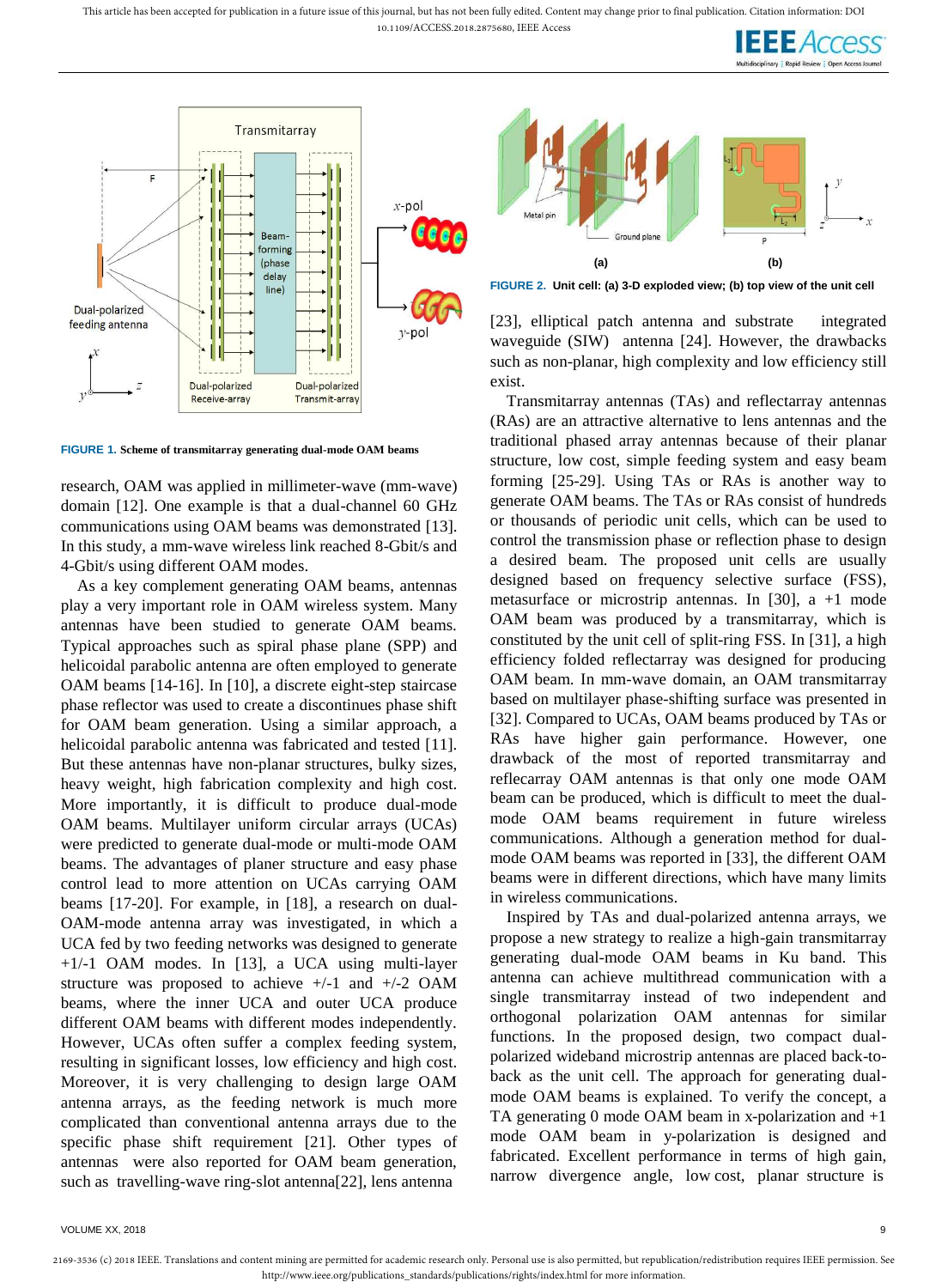FIGURE 1. Scheme of transmitarray generating dual-mode OAM beams

FIGURE 2. Unit cell: (a) 3-D exploded view; (b) top view of the unit cell

research, OAM was applied in millimeter-wave (mm-wave) domain [12]. One example is that a dual-channel 60 GHz communications using OAM beams was demonstrated [13]. In this study, a mm-wave wireless link reached 8-Gbit/s and 4-Gbit/s using different OAM modes.

As a key complement generating OAM beams, antennas play a very important role in OAM wireless system. Many antennas have been studied to generate OAM beams. Typical approaches such as spiral phase plane (SPP) and helicoidal parabolic antenna are often employed to generate OAM beams [14-16]. In [10], a discrete eight-step staircase phase reflector was used to create a discontinues phase shift for OAM beam generation. Using a similar approach, a helicoidal parabolic antenna was fabricated and tested [11]. But these antennas have non-planar structures, bulky sizes, heavy weight, high fabrication complexity and high cost. More importantly, it is difficult to produce dual-mode OAM beams. Multilayer uniform circular arrays (UCAs) were predicted to generate dual-mode or multi-mode OAM beams. The advantages of planer structure and easy phase control lead to more attention on UCAs carrying OAM beams [17-20]. For example, in [18], a research on dual-OAM-mode antenna array was investigated, in which a UCA fed by two feeding networks was designed to generate +1/-1 OAM modes. In [13], a UCA using multi-layer structure was proposed to achieve +/-1 and +/-2 OAM beams, where the inner UCA and outer UCA produce different OAM beams with different modes independently. However, UCAs often suffer a complex feeding system, resulting in significant losses, low efficiency and high cost. Moreover, it is very challenging to design large OAM antenna arrays, as the feeding network is much more complicated than conventional antenna arrays due to the specific phase shift requirement [21]. Other types of antennas were also reported for OAM beam generation, such as travelling-wave ring-slot antenna[22], lens antenna [23], elliptical patch antenna and substrate integrated waveguide (SIW) antenna [24]. However, the drawbacks such as non-planar, high complexity and low efficiency still exist.

Transmitarray antennas (TAs) and reflectarray antennas (RAs) are an attractive alternative to lens antennas and the traditional phased array antennas because of their planar structure, low cost, simple feeding system and easy beam forming [25-29]. Using TAs or RAs is another way to generate OAM beams. The TAs or RAs consist of hundreds or thousands of periodic unit cells, which can be used to control the transmission phase or reflection phase to design a desired beam. The proposed unit cells are usually designed based on frequency selective surface (FSS), metasurface or microstrip antennas. In [30], a +1 mode OAM beam was produced by a transmitarray, which is constituted by the unit cell of split-ring FSS. In [31], a high efficiency folded reflectarray was designed for producing OAM beam. In mm-wave domain, an OAM transmitarray based on multilayer phase-shifting surface was presented in [32]. Compared to UCAs, OAM beams produced by TAs or RAs have higher gain performance. However, one drawback of the most of reported transmitarray and reflecarray OAM antennas is that only one mode OAM beam can be produced, which is difficult to meet the dual-mode OAM beams requirement in future wireless communications. Although a generation method for dual-mode OAM beams was reported in [33], the different OAM beams were in different directions, which have many limits in wireless communications.

Inspired by TAs and dual-polarized antenna arrays, we propose a new strategy to realize a high-gain transmitarray generating dual-mode OAM beams in Ku band. This antenna can achieve multithread communication with a single transmitarray instead of two independent and orthogonal polarization OAM antennas for similar functions. In the proposed design, two compact dual-polarized wideband microstrip antennas are placed back-to-back as the unit cell. The approach for generating dual-mode OAM beams is explained. To verify the concept, a TA generating 0 mode OAM beam in x-polarization and +1 mode OAM beam in y-polarization is designed and fabricated. Excellent performance in terms of high gain, narrow divergence angle, low cost, planar structure is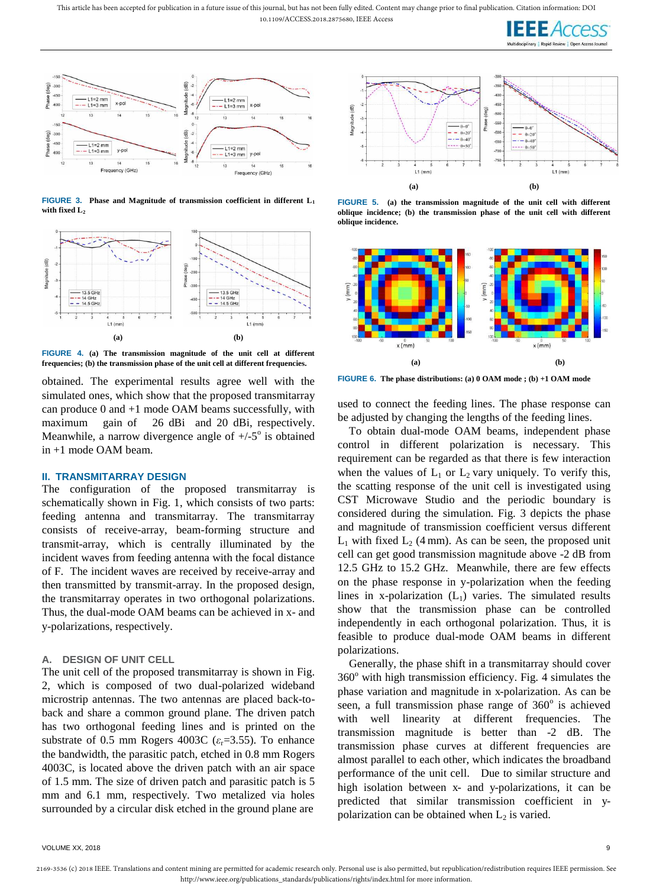FIGURE 3. Phase and Magnitude of transmission coefficient in different $L_1$ with fixed $L_2$

FIGURE 4. (a) The transmission magnitude of the unit cell at different frequencies; (b) the transmission phase of the unit cell at different frequencies.

obtained. The experimental results agree well with the simulated ones, which show that the proposed transmitarray can produce 0 and +1 mode OAM beams successfully, with maximum gain of 26 dBi and 20 dBi, respectively. Meanwhile, a narrow divergence angle of +/-5° is obtained in +1 mode OAM beam.

## II. TRANSMITARRAY DESIGN

The configuration of the proposed transmitarray is schematically shown in Fig. 1, which consists of two parts: feeding antenna and transmitarray. The transmitarray consists of receive-array, beam-forming structure and transmit-array, which is centrally illuminated by the incident waves from feeding antenna with the focal distance of F. The incident waves are received by receive-array and then transmitted by transmit-array. In the proposed design, the transmitarray operates in two orthogonal polarizations. Thus, the dual-mode OAM beams can be achieved in x- and y-polarizations, respectively.

### A. DESIGN OF UNIT CELL

The unit cell of the proposed transmitarray is shown in Fig. 2, which is composed of two dual-polarized wideband microstrip antennas. The two antennas are placed back-to-back and share a common ground plane. The driven patch has two orthogonal feeding lines and is printed on the substrate of 0.5 mm Rogers 4003C ($\varepsilon_r$=3.55). To enhance the bandwidth, the parasitic patch, etched in 0.8 mm Rogers 4003C, is located above the driven patch with an air space of 1.5 mm. The size of driven patch and parasitic patch is 5 mm and 6.1 mm, respectively. Two metalized via holes surrounded by a circular disk etched in the ground plane are used to connect the feeding lines. The phase response can be adjusted by changing the lengths of the feeding lines.

To obtain dual-mode OAM beams, independent phase control in different polarization is necessary. This requirement can be regarded as that there is few interaction when the values of $L_1$ or $L_2$ vary uniquely. To verify this, the scattering response of the unit cell is investigated using CST Microwave Studio and the periodic boundary is considered during the simulation. Fig. 3 depicts the phase and magnitude of transmission coefficient versus different $L_1$ with fixed $L_2$ (4 mm). As can be seen, the proposed unit cell can get good transmission magnitude above -2 dB from 12.5 GHz to 15.2 GHz. Meanwhile, there are few effects on the phase response in y-polarization when the feeding lines in x-polarization ($L_1$) varies. The simulated results show that the transmission phase can be controlled independently in each orthogonal polarization. Thus, it is feasible to produce dual-mode OAM beams in different polarizations.

Generally, the phase shift in a transmitarray should cover 360° with high transmission efficiency. Fig. 4 simulates the phase variation and magnitude in x-polarization. As can be seen, a full transmission phase range of 360° is achieved with well linearity at different frequencies. The transmission magnitude is better than -2 dB. The transmission phase curves at different frequencies are almost parallel to each other, which indicates the broadband performance of the unit cell. Due to similar structure and high isolation between x- and y-polarizations, it can be predicted that similar transmission coefficient in y-polarization can be obtained when $L_2$ is varied.

FIGURE 5. (a) the transmission magnitude of the unit cell with different oblique incidence; (b) the transmission phase of the unit cell with different oblique incidence.

FIGURE 6. The phase distributions: (a) 0 OAM mode ; (b) +1 OAM mode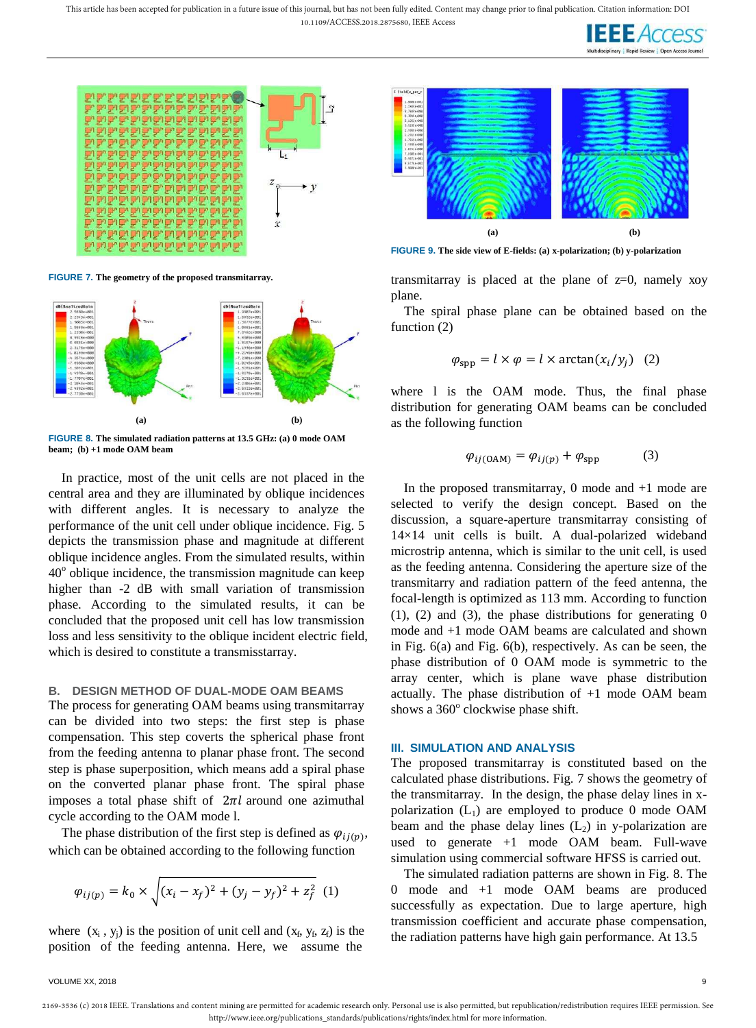FIGURE 7. The geometry of the proposed transmitarray.

FIGURE 8. The simulated radiation patterns at 13.5 GHz: (a) 0 mode OAM beam; (b) +1 mode OAM beam

In practice, most of the unit cells are not placed in the central area and they are illuminated by oblique incidences with different angles. It is necessary to analyze the performance of the unit cell under oblique incidence. Fig. 5 depicts the transmission phase and magnitude at different oblique incidence angles. From the simulated results, within 40° oblique incidence, the transmission magnitude can keep higher than -2 dB with small variation of transmission phase. According to the simulated results, it can be concluded that the proposed unit cell has low transmission loss and less sensitivity to the oblique incident electric field, which is desired to constitute a transmisstarray.

### B. DESIGN METHOD OF DUAL-MODE OAM BEAMS

The process for generating OAM beams using transmitarray can be divided into two steps: the first step is phase compensation. This step coverts the spherical phase front from the feeding antenna to planar phase front. The second step is phase superposition, which means add a spiral phase on the converted planar phase front. The spiral phase imposes a total phase shift of $2\pi l$ around one azimuthal cycle according to the OAM mode l.

The phase distribution of the first step is defined as $\varphi_{ij(p)}$, which can be obtained according to the following function

$$\varphi_{ij(p)} = k_0 \times \sqrt{(x_i - x_f)^2 + (y_j - y_f)^2 + z_f^2} \quad (1)$$

where $(x_i, y_j)$ is the position of unit cell and $(x_f, y_f, z_f)$ is the position of the feeding antenna. Here, we assume the transmitarray is placed at the plane of z=0, namely xoy plane.

FIGURE 9. The side view of E-fields: (a) x-polarization; (b) y-polarization

The spiral phase plane can be obtained based on the function (2)

$$\varphi_{\text{spp}} = l \times \varphi = l \times \arctan(x_i/y_j) \quad (2)$$

where l is the OAM mode. Thus, the final phase distribution for generating OAM beams can be concluded as the following function

$$\varphi_{ij(\text{OAM})} = \varphi_{ij(p)} + \varphi_{\text{spp}} \quad (3)$$

In the proposed transmitarray, 0 mode and +1 mode are selected to verify the design concept. Based on the discussion, a square-aperture transmitarray consisting of 14×14 unit cells is built. A dual-polarized wideband microstrip antenna, which is similar to the unit cell, is used as the feeding antenna. Considering the aperture size of the transmitarry and radiation pattern of the feed antenna, the focal-length is optimized as 113 mm. According to function (1), (2) and (3), the phase distributions for generating 0 mode and +1 mode OAM beams are calculated and shown in Fig. 6(a) and Fig. 6(b), respectively. As can be seen, the phase distribution of 0 OAM mode is symmetric to the array center, which is plane wave phase distribution actually. The phase distribution of +1 mode OAM beam shows a 360° clockwise phase shift.

## III. SIMULATION AND ANALYSIS

The proposed transmitarray is constituted based on the calculated phase distributions. Fig. 7 shows the geometry of the transmitarray. In the design, the phase delay lines in x-polarization ($L_1$) are employed to produce 0 mode OAM beam and the phase delay lines ($L_2$) in y-polarization are used to generate +1 mode OAM beam. Full-wave simulation using commercial software HFSS is carried out.

The simulated radiation patterns are shown in Fig. 8. The 0 mode and +1 mode OAM beams are produced successfully as expectation. Due to large aperture, high transmission coefficient and accurate phase compensation, the radiation patterns have high gain performance. At 13.5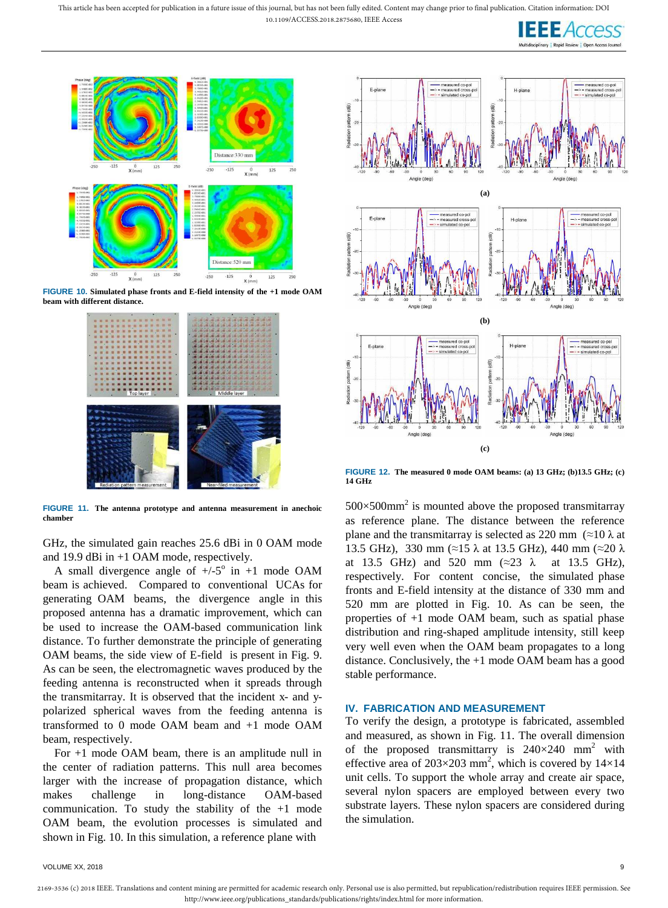**FIGURE 10.** Simulated phase fronts and E-field intensity of the +1 mode OAM beam with different distance.

**FIGURE 11.** The antenna prototype and antenna measurement in anechoic chamber

GHz, the simulated gain reaches 25.6 dBi in 0 OAM mode and 19.9 dBi in +1 OAM mode, respectively.

A small divergence angle of +/-5° in +1 mode OAM beam is achieved. Compared to conventional UCAs for generating OAM beams, the divergence angle in this proposed antenna has a dramatic improvement, which can be used to increase the OAM-based communication link distance. To further demonstrate the principle of generating OAM beams, the side view of E-field is present in Fig. 9. As can be seen, the electromagnetic waves produced by the feeding antenna is reconstructed when it spreads through the transmitarray. It is observed that the incident x- and y-polarized spherical waves from the feeding antenna is transformed to 0 mode OAM beam and +1 mode OAM beam, respectively.

For +1 mode OAM beam, there is an amplitude null in the center of radiation patterns. This null area becomes larger with the increase of propagation distance, which makes challenge in long-distance OAM-based communication. To study the stability of the +1 mode OAM beam, the evolution processes is simulated and shown in Fig. 10. In this simulation, a reference plane with 500×500mm² is mounted above the proposed transmitarray as reference plane. The distance between the reference plane and the transmitarray is selected as 220 mm (≈10 λ at 13.5 GHz), 330 mm (≈15 λ at 13.5 GHz), 440 mm (≈20 λ at 13.5 GHz) and 520 mm (≈23 λ at 13.5 GHz), respectively. For content concise, the simulated phase fronts and E-field intensity at the distance of 330 mm and 520 mm are plotted in Fig. 10. As can be seen, the properties of +1 mode OAM beam, such as spatial phase distribution and ring-shaped amplitude intensity, still keep very well even when the OAM beam propagates to a long distance. Conclusively, the +1 mode OAM beam has a good stable performance.

**FIGURE 12.** The measured 0 mode OAM beams: (a) 13 GHz; (b)13.5 GHz; (c) 14 GHz

## IV. FABRICATION AND MEASUREMENT

To verify the design, a prototype is fabricated, assembled and measured, as shown in Fig. 11. The overall dimension of the proposed transmittarry is 240×240 mm² with effective area of 203×203 mm², which is covered by 14×14 unit cells. To support the whole array and create air space, several nylon spacers are employed between every two substrate layers. These nylon spacers are considered during the simulation.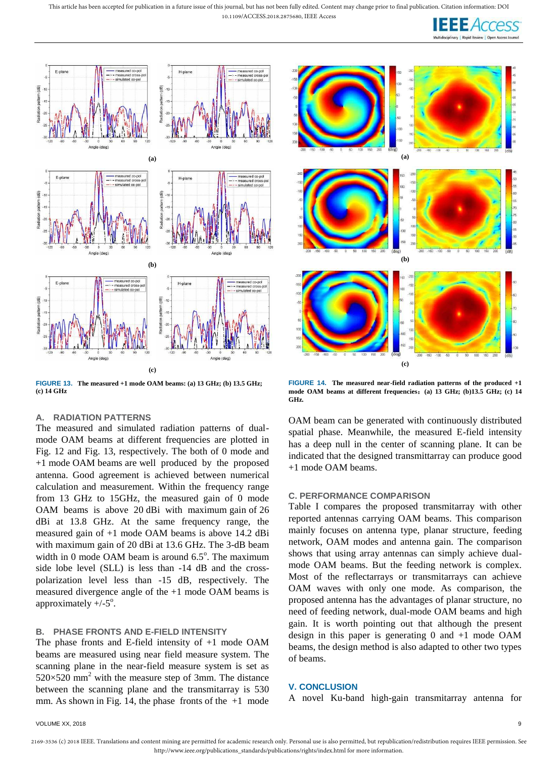FIGURE 13. The measured +1 mode OAM beams: (a) 13 GHz; (b) 13.5 GHz; (c) 14 GHz

FIGURE 14. The measured near-field radiation patterns of the produced +1 mode OAM beams at different frequencies: (a) 13 GHz; (b)13.5 GHz; (c) 14 GHz.

### A. RADIATION PATTERNS

The measured and simulated radiation patterns of dual-mode OAM beams at different frequencies are plotted in Fig. 12 and Fig. 13, respectively. The both of 0 mode and +1 mode OAM beams are well produced by the proposed antenna. Good agreement is achieved between numerical calculation and measurement. Within the frequency range from 13 GHz to 15GHz, the measured gain of 0 mode OAM beams is above 20 dBi with maximum gain of 26 dBi at 13.8 GHz. At the same frequency range, the measured gain of +1 mode OAM beams is above 14.2 dBi with maximum gain of 20 dBi at 13.6 GHz. The 3-dB beam width in 0 mode OAM beam is around 6.5$^{o}$. The maximum side lobe level (SLL) is less than -14 dB and the cross-polarization level less than -15 dB, respectively. The measured divergence angle of the +1 mode OAM beams is approximately +/-5$^{o}$.

### B. PHASE FRONTS AND E-FIELD INTENSITY

The phase fronts and E-field intensity of +1 mode OAM beams are measured using near field measure system. The scanning plane in the near-field measure system is set as 520×520 mm$^{2}$ with the measure step of 3mm. The distance between the scanning plane and the transmitarray is 530 mm. As shown in Fig. 14, the phase fronts of the +1 mode OAM beam can be generated with continuously distributed spatial phase. Meanwhile, the measured E-field intensity has a deep null in the center of scanning plane. It can be indicated that the designed transmittarray can produce good +1 mode OAM beams.

### C. PERFORMANCE COMPARISON

Table I compares the proposed transmitarray with other reported antennas carrying OAM beams. This comparison mainly focuses on antenna type, planar structure, feeding network, OAM modes and antenna gain. The comparison shows that using array antennas can simply achieve dual-mode OAM beams. But the feeding network is complex. Most of the reflectarrays or transmitarrays can achieve OAM waves with only one mode. As comparison, the proposed antenna has the advantages of planar structure, no need of feeding network, dual-mode OAM beams and high gain. It is worth pointing out that although the present design in this paper is generating 0 and +1 mode OAM beams, the design method is also adapted to other two types of beams.

## V. CONCLUSION

A novel Ku-band high-gain transmitarray antenna for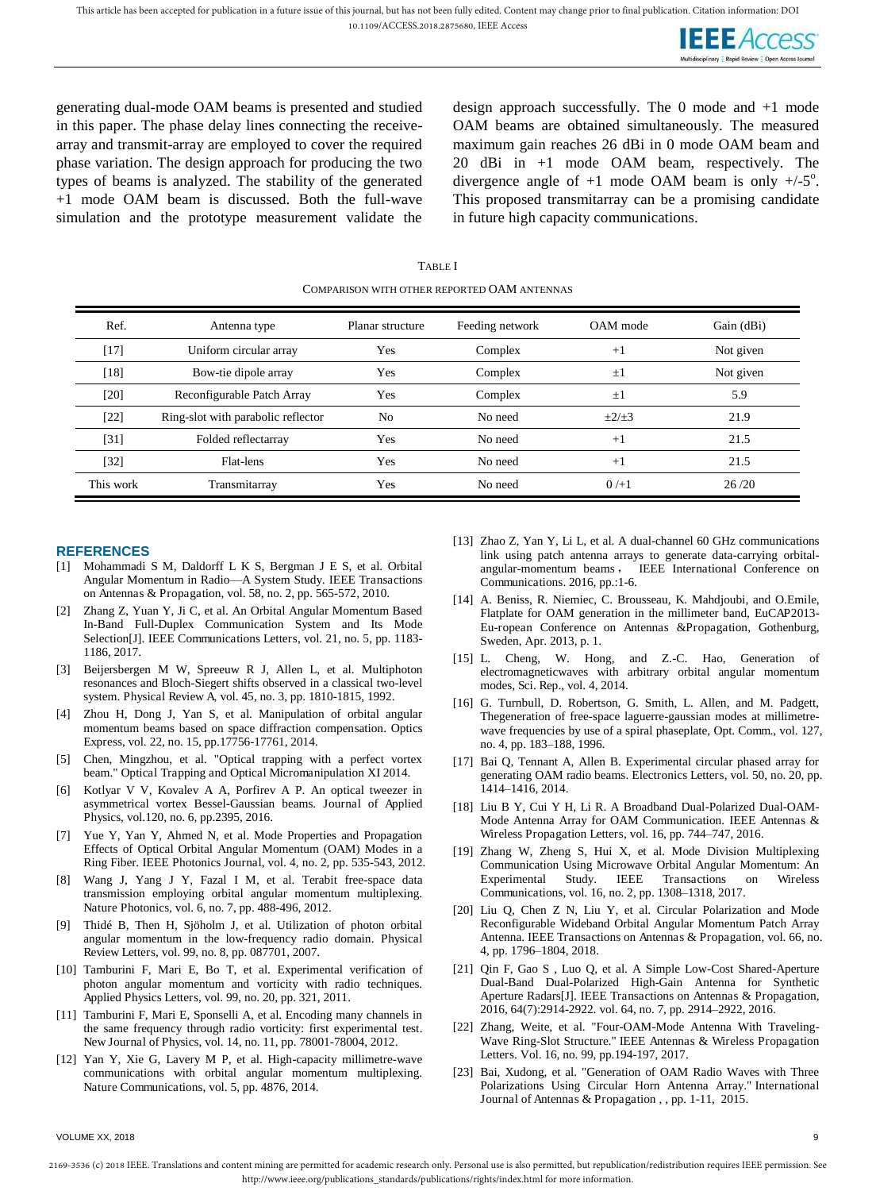generating dual-mode OAM beams is presented and studied in this paper. The phase delay lines connecting the receive-array and transmit-array are employed to cover the required phase variation. The design approach for producing the two types of beams is analyzed. The stability of the generated +1 mode OAM beam is discussed. Both the full-wave simulation and the prototype measurement validate the design approach successfully. The 0 mode and +1 mode OAM beams are obtained simultaneously. The measured maximum gain reaches 26 dBi in 0 mode OAM beam and 20 dBi in +1 mode OAM beam, respectively. The divergence angle of +1 mode OAM beam is only +/-5$^{o}$. This proposed transmitarray can be a promising candidate in future high capacity communications.

TABLE I

COMPARISON WITH OTHER REPORTED OAM ANTENNAS

| Ref. | Antenna type | Planar structure | Feeding network | OAM mode | Gain (dBi) |
|---|---|---|---|---|---|
| [17] | Uniform circular array | Yes | Complex | +1 | Not given |
| [18] | Bow-tie dipole array | Yes | Complex | ±1 | Not given |
| [20] | Reconfigurable Patch Array | Yes | Complex | ±1 | 5.9 |
| [22] | Ring-slot with parabolic reflector | No | No need | ±2/±3 | 21.9 |
| [31] | Folded reflectarray | Yes | No need | +1 | 21.5 |
| [32] | Flat-lens | Yes | No need | +1 | 21.5 |
| This work | Transmitarray | Yes | No need | 0 /+1 | 26 /20 |

## REFERENCES

[1] Mohammadi S M, Daldorff L K S, Bergman J E S, et al. Orbital Angular Momentum in Radio—A System Study. IEEE Transactions on Antennas & Propagation, vol. 58, no. 2, pp. 565-572, 2010.

[2] Zhang Z, Yuan Y, Ji C, et al. An Orbital Angular Momentum Based In-Band Full-Duplex Communication System and Its Mode Selection[J]. IEEE Communications Letters, vol. 21, no. 5, pp. 1183-1186, 2017.

[3] Beijersbergen M W, Spreeuw R J, Allen L, et al. Multiphoton resonances and Bloch-Siegert shifts observed in a classical two-level system. Physical Review A, vol. 45, no. 3, pp. 1810-1815, 1992.

[4] Zhou H, Dong J, Yan S, et al. Manipulation of orbital angular momentum beams based on space diffraction compensation. Optics Express, vol. 22, no. 15, pp.17756-17761, 2014.

[5] Chen, Mingzhou, et al. "Optical trapping with a perfect vortex beam." Optical Trapping and Optical Micromanipulation XI 2014.

[6] Kotlyar V V, Kovalev A A, Porfirev A P. An optical tweezer in asymmetrical vortex Bessel-Gaussian beams. Journal of Applied Physics, vol.120, no. 6, pp.2395, 2016.

[7] Yue Y, Yan Y, Ahmed N, et al. Mode Properties and Propagation Effects of Optical Orbital Angular Momentum (OAM) Modes in a Ring Fiber. IEEE Photonics Journal, vol. 4, no. 2, pp. 535-543, 2012.

[8] Wang J, Yang J Y, Fazal I M, et al. Terabit free-space data transmission employing orbital angular momentum multiplexing. Nature Photonics, vol. 6, no. 7, pp. 488-496, 2012.

[9] Thidé B, Then H, Sjöholm J, et al. Utilization of photon orbital angular momentum in the low-frequency radio domain. Physical Review Letters, vol. 99, no. 8, pp. 087701, 2007.

[10] Tamburini F, Mari E, Bo T, et al. Experimental verification of photon angular momentum and vorticity with radio techniques. Applied Physics Letters, vol. 99, no. 20, pp. 321, 2011.

[11] Tamburini F, Mari E, Sponselli A, et al. Encoding many channels in the same frequency through radio vorticity: first experimental test. New Journal of Physics, vol. 14, no. 11, pp. 78001-78004, 2012.

[12] Yan Y, Xie G, Lavery M P, et al. High-capacity millimetre-wave communications with orbital angular momentum multiplexing. Nature Communications, vol. 5, pp. 4876, 2014.

[13] Zhao Z, Yan Y, Li L, et al. A dual-channel 60 GHz communications link using patch antenna arrays to generate data-carrying orbital-angular-momentum beams， IEEE International Conference on Communications. 2016, pp.:1-6.

[14] A. Beniss, R. Niemiec, C. Brousseau, K. Mahdjoubi, and O.Emile, Flatplate for OAM generation in the millimeter band, EuCAP2013-Eu-ropean Conference on Antennas &Propagation, Gothenburg, Sweden, Apr. 2013, p. 1.

[15] L. Cheng, W. Hong, and Z.-C. Hao, Generation of electromagneticwaves with arbitrary orbital angular momentum modes, Sci. Rep., vol. 4, 2014.

[16] G. Turnbull, D. Robertson, G. Smith, L. Allen, and M. Padgett, Thegeneration of free-space laguerre-gaussian modes at millimetre-wave frequencies by use of a spiral phaseplate, Opt. Comm., vol. 127, no. 4, pp. 183–188, 1996.

[17] Bai Q, Tennant A, Allen B. Experimental circular phased array for generating OAM radio beams. Electronics Letters, vol. 50, no. 20, pp. 1414–1416, 2014.

[18] Liu B Y, Cui Y H, Li R. A Broadband Dual-Polarized Dual-OAM-Mode Antenna Array for OAM Communication. IEEE Antennas & Wireless Propagation Letters, vol. 16, pp. 744–747, 2016.

[19] Zhang W, Zheng S, Hui X, et al. Mode Division Multiplexing Communication Using Microwave Orbital Angular Momentum: An Experimental Study. IEEE Transactions on Wireless Communications, vol. 16, no. 2, pp. 1308–1318, 2017.

[20] Liu Q, Chen Z N, Liu Y, et al. Circular Polarization and Mode Reconfigurable Wideband Orbital Angular Momentum Patch Array Antenna. IEEE Transactions on Antennas & Propagation, vol. 66, no. 4, pp. 1796–1804, 2018.

[21] Qin F, Gao S , Luo Q, et al. A Simple Low-Cost Shared-Aperture Dual-Band Dual-Polarized High-Gain Antenna for Synthetic Aperture Radars[J]. IEEE Transactions on Antennas & Propagation, 2016, 64(7):2914-2922. vol. 64, no. 7, pp. 2914–2922, 2016.

[22] Zhang, Weite, et al. "Four-OAM-Mode Antenna With Traveling-Wave Ring-Slot Structure." IEEE Antennas & Wireless Propagation Letters. Vol. 16, no. 99, pp.194-197, 2017.

[23] Bai, Xudong, et al. "Generation of OAM Radio Waves with Three Polarizations Using Circular Horn Antenna Array." International Journal of Antennas & Propagation , , pp. 1-11, 2015.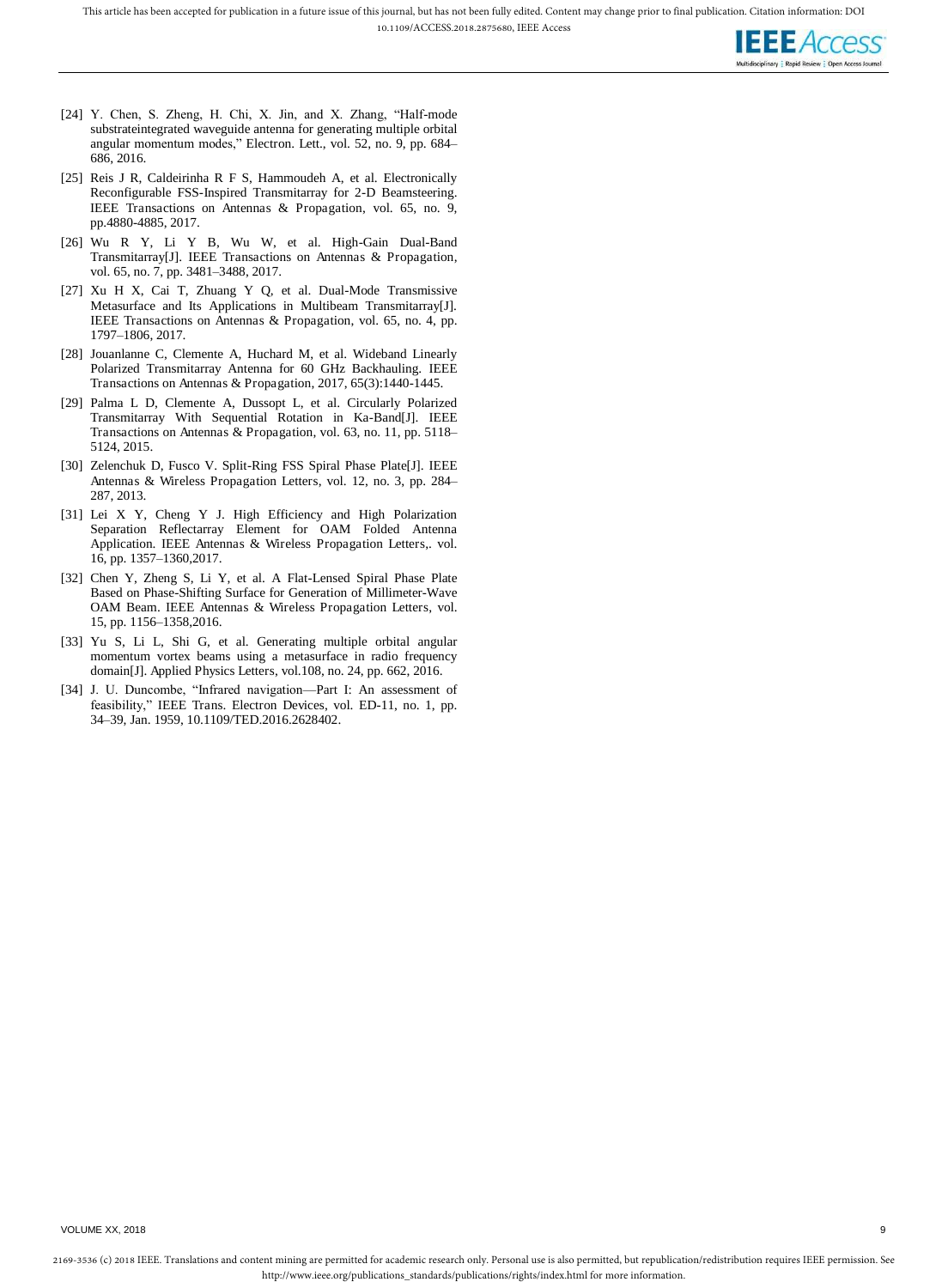[24] Y. Chen, S. Zheng, H. Chi, X. Jin, and X. Zhang, "Half-mode substrateintegrated waveguide antenna for generating multiple orbital angular momentum modes," Electron. Lett., vol. 52, no. 9, pp. 684–686, 2016.

[25] Reis J R, Caldeirinha R F S, Hammoudeh A, et al. Electronically Reconfigurable FSS-Inspired Transmitarray for 2-D Beamsteering. IEEE Transactions on Antennas & Propagation, vol. 65, no. 9, pp.4880-4885, 2017.

[26] Wu R Y, Li Y B, Wu W, et al. High-Gain Dual-Band Transmitarray[J]. IEEE Transactions on Antennas & Propagation, vol. 65, no. 7, pp. 3481–3488, 2017.

[27] Xu H X, Cai T, Zhuang Y Q, et al. Dual-Mode Transmissive Metasurface and Its Applications in Multibeam Transmitarray[J]. IEEE Transactions on Antennas & Propagation, vol. 65, no. 4, pp. 1797–1806, 2017.

[28] Jouanlanne C, Clemente A, Huchard M, et al. Wideband Linearly Polarized Transmitarray Antenna for 60 GHz Backhauling. IEEE Transactions on Antennas & Propagation, 2017, 65(3):1440-1445.

[29] Palma L D, Clemente A, Dussopt L, et al. Circularly Polarized Transmitarray With Sequential Rotation in Ka-Band[J]. IEEE Transactions on Antennas & Propagation, vol. 63, no. 11, pp. 5118–5124, 2015.

[30] Zelenchuk D, Fusco V. Split-Ring FSS Spiral Phase Plate[J]. IEEE Antennas & Wireless Propagation Letters, vol. 12, no. 3, pp. 284–287, 2013.

[31] Lei X Y, Cheng Y J. High Efficiency and High Polarization Separation Reflectarray Element for OAM Folded Antenna Application. IEEE Antennas & Wireless Propagation Letters,. vol. 16, pp. 1357–1360,2017.

[32] Chen Y, Zheng S, Li Y, et al. A Flat-Lensed Spiral Phase Plate Based on Phase-Shifting Surface for Generation of Millimeter-Wave OAM Beam. IEEE Antennas & Wireless Propagation Letters, vol. 15, pp. 1156–1358,2016.

[33] Yu S, Li L, Shi G, et al. Generating multiple orbital angular momentum vortex beams using a metasurface in radio frequency domain[J]. Applied Physics Letters, vol.108, no. 24, pp. 662, 2016.

[34] J. U. Duncombe, "Infrared navigation—Part I: An assessment of feasibility," IEEE Trans. Electron Devices, vol. ED-11, no. 1, pp. 34–39, Jan. 1959, 10.1109/TED.2016.2628402.